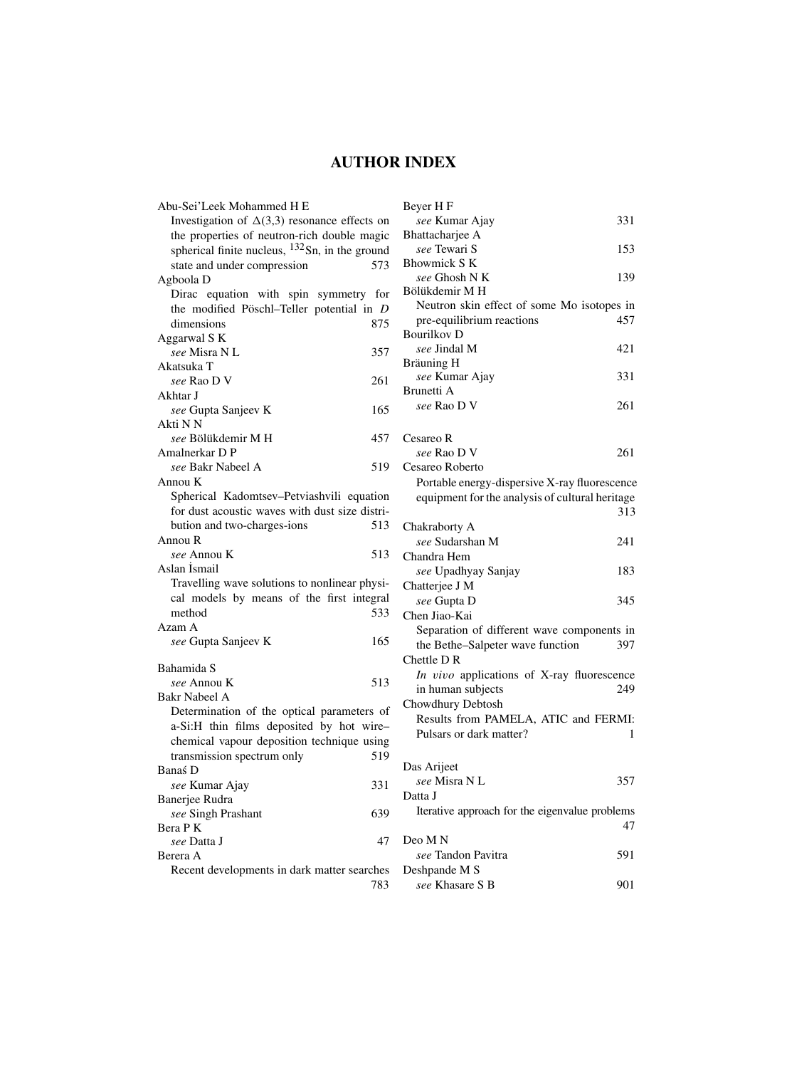# AUTHOR INDEX

Abu-Sei'Leek Mohammed H E
Investigation of $\Delta(3,3)$ resonance effects on the properties of neutron-rich double magic spherical finite nucleus, $^{132}$Sn, in the ground state and under compression 573

Agboola D
Dirac equation with spin symmetry for the modified Pöschl–Teller potential in *D* dimensions 875

Aggarwal S K
*see* Misra N L 357

Akatsuka T
*see* Rao D V 261

Akhtar J
*see* Gupta Sanjeev K 165

Akti N N
*see* Bölükdemir M H 457

Amalnerkar D P
*see* Bakr Nabeel A 519

Annou K
Spherical Kadomtsev–Petviashvili equation for dust acoustic waves with dust size distribution and two-charges-ions 513

Annou R
*see* Annou K 513

Aslan İsmail
Travelling wave solutions to nonlinear physical models by means of the first integral method 533

Azam A
*see* Gupta Sanjeev K 165

Bahamida S
*see* Annou K 513

Bakr Nabeel A
Determination of the optical parameters of a-Si:H thin films deposited by hot wire–chemical vapour deposition technique using transmission spectrum only 519

Banaś D
*see* Kumar Ajay 331

Banerjee Rudra
*see* Singh Prashant 639

Bera P K
*see* Datta J 47

Berera A
Recent developments in dark matter searches 783

Beyer H F
*see* Kumar Ajay 331

Bhattacharjee A
*see* Tewari S 153

Bhowmick S K
*see* Ghosh N K 139

Bölükdemir M H
Neutron skin effect of some Mo isotopes in pre-equilibrium reactions 457

Bourilkov D
*see* Jindal M 421

Bräuning H
*see* Kumar Ajay 331

Brunetti A
*see* Rao D V 261

Cesareo R
*see* Rao D V 261

Cesareo Roberto
Portable energy-dispersive X-ray fluorescence equipment for the analysis of cultural heritage 313

Chakraborty A
*see* Sudarshan M 241

Chandra Hem
*see* Upadhyay Sanjay 183

Chatterjee J M
*see* Gupta D 345

Chen Jiao-Kai
Separation of different wave components in the Bethe–Salpeter wave function 397

Chettle D R
*In vivo* applications of X-ray fluorescence in human subjects 249

Chowdhury Debtosh
Results from PAMELA, ATIC and FERMI: Pulsars or dark matter? 1

Das Arijeet
*see* Misra N L 357

Datta J
Iterative approach for the eigenvalue problems 47

Deo M N
*see* Tandon Pavitra 591

Deshpande M S
*see* Khasare S B 901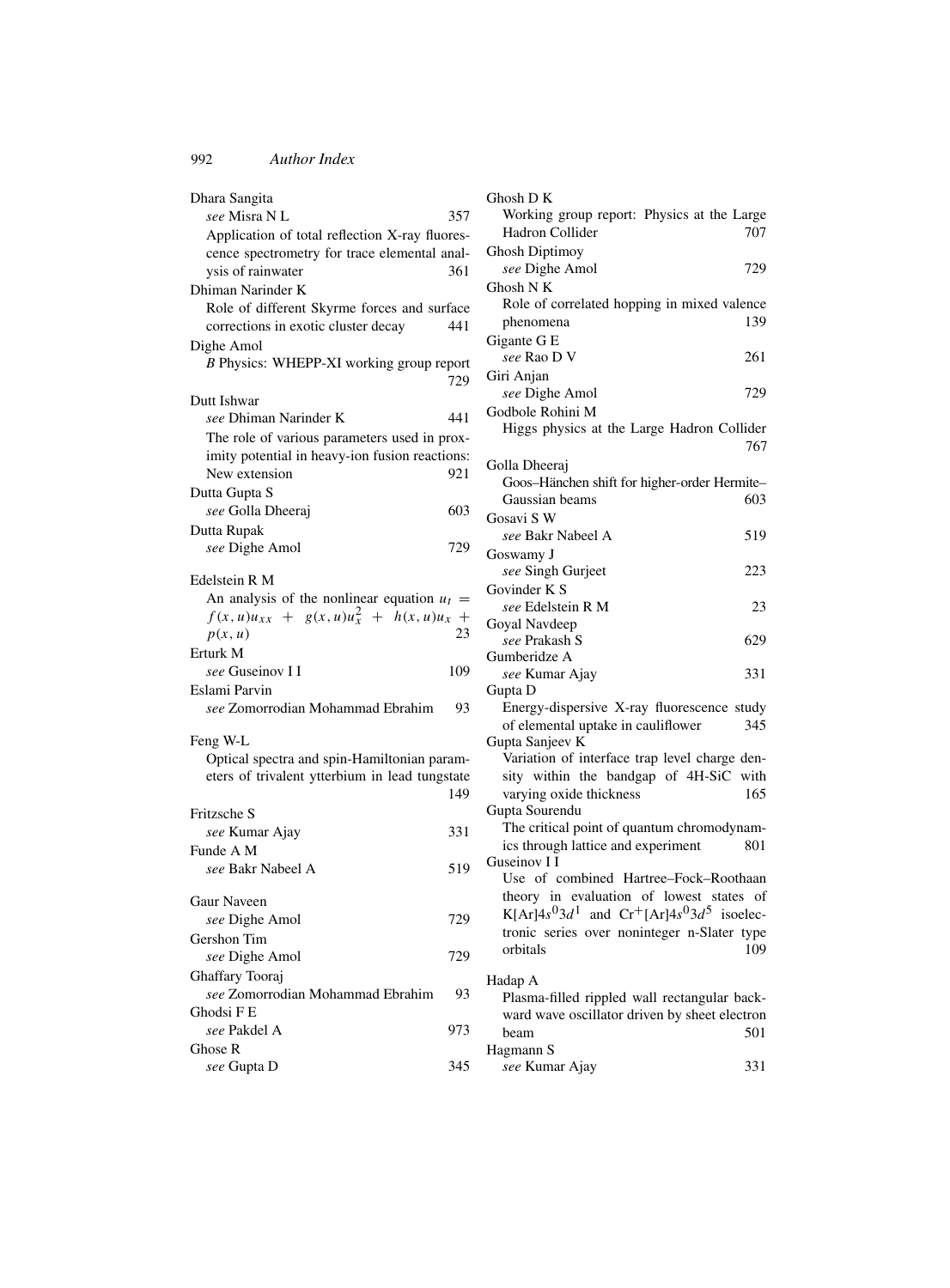Dhara Sangita
*see* Misra N L 357
Application of total reflection X-ray fluorescence spectrometry for trace elemental analysis of rainwater 361

Dhiman Narinder K
Role of different Skyrme forces and surface corrections in exotic cluster decay 441

Dighe Amol
*B* Physics: WHEPP-XI working group report 729

Dutt Ishwar
*see* Dhiman Narinder K 441
The role of various parameters used in proximity potential in heavy-ion fusion reactions: New extension 921

Dutta Gupta S
*see* Golla Dheeraj 603

Dutta Rupak
*see* Dighe Amol 729

Edelstein R M
An analysis of the nonlinear equation $u_t = f(x,u)u_{xx} + g(x,u)u_x^2 + h(x,u)u_x + p(x,u)$ 23

Erturk M
*see* Guseinov I I 109

Eslami Parvin
*see* Zomorrodian Mohammad Ebrahim 93

Feng W-L
Optical spectra and spin-Hamiltonian parameters of trivalent ytterbium in lead tungstate 149

Fritzsche S
*see* Kumar Ajay 331

Funde A M
*see* Bakr Nabeel A 519

Gaur Naveen
*see* Dighe Amol 729

Gershon Tim
*see* Dighe Amol 729

Ghaffary Tooraj
*see* Zomorrodian Mohammad Ebrahim 93

Ghodsi F E
*see* Pakdel A 973

Ghose R
*see* Gupta D 345

Ghosh D K
Working group report: Physics at the Large Hadron Collider 707

Ghosh Diptimoy
*see* Dighe Amol 729

Ghosh N K
Role of correlated hopping in mixed valence phenomena 139

Gigante G E
*see* Rao D V 261

Giri Anjan
*see* Dighe Amol 729

Godbole Rohini M
Higgs physics at the Large Hadron Collider 767

Golla Dheeraj
Goos–Hänchen shift for higher-order Hermite–Gaussian beams 603

Gosavi S W
*see* Bakr Nabeel A 519

Goswamy J
*see* Singh Gurjeet 223

Govinder K S
*see* Edelstein R M 23

Goyal Navdeep
*see* Prakash S 629

Gumberidze A
*see* Kumar Ajay 331

Gupta D
Energy-dispersive X-ray fluorescence study of elemental uptake in cauliflower 345

Gupta Sanjeev K
Variation of interface trap level charge density within the bandgap of 4H-SiC with varying oxide thickness 165

Gupta Sourendu
The critical point of quantum chromodynamics through lattice and experiment 801

Guseinov I I
Use of combined Hartree–Fock–Roothaan theory in evaluation of lowest states of $K[Ar]4s^0 3d^1$ and $Cr^+[Ar]4s^0 3d^5$ isoelectronic series over noninteger n-Slater type orbitals 109

Hadap A
Plasma-filled rippled wall rectangular backward wave oscillator driven by sheet electron beam 501

Hagmann S
*see* Kumar Ajay 331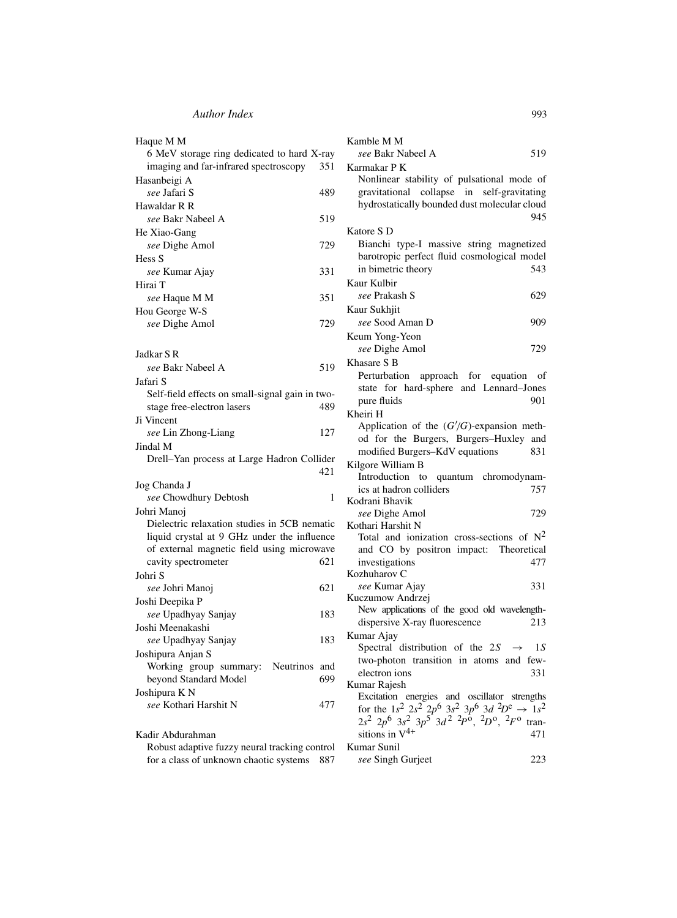Haque M M
6 MeV storage ring dedicated to hard X-ray imaging and far-infrared spectroscopy 351

Hasanbeigi A
*see* Jafari S 489

Hawaldar R R
*see* Bakr Nabeel A 519

He Xiao-Gang
*see* Dighe Amol 729

Hess S
*see* Kumar Ajay 331

Hirai T
*see* Haque M M 351

Hou George W-S
*see* Dighe Amol 729

Jadkar S R
*see* Bakr Nabeel A 519

Jafari S
Self-field effects on small-signal gain in two-stage free-electron lasers 489

Ji Vincent
*see* Lin Zhong-Liang 127

Jindal M
Drell–Yan process at Large Hadron Collider 421

Jog Chanda J
*see* Chowdhury Debtosh 1

Johri Manoj
Dielectric relaxation studies in 5CB nematic liquid crystal at 9 GHz under the influence of external magnetic field using microwave cavity spectrometer 621

Johri S
*see* Johri Manoj 621

Joshi Deepika P
*see* Upadhyay Sanjay 183

Joshi Meenakashi
*see* Upadhyay Sanjay 183

Joshipura Anjan S
Working group summary: Neutrinos and beyond Standard Model 699

Joshipura K N
*see* Kothari Harshit N 477

Kadir Abdurahman
Robust adaptive fuzzy neural tracking control for a class of unknown chaotic systems 887

Kamble M M
*see* Bakr Nabeel A 519

Karmakar P K
Nonlinear stability of pulsational mode of gravitational collapse in self-gravitating hydrostatically bounded dust molecular cloud 945

Katore S D
Bianchi type-I massive string magnetized barotropic perfect fluid cosmological model in bimetric theory 543

Kaur Kulbir
*see* Prakash S 629

Kaur Sukhjit
*see* Sood Aman D 909

Keum Yong-Yeon
*see* Dighe Amol 729

Khasare S B
Perturbation approach for equation of state for hard-sphere and Lennard–Jones pure fluids 901

Kheiri H
Application of the $(G'/G)$-expansion method for the Burgers, Burgers–Huxley and modified Burgers–KdV equations 831

Kilgore William B
Introduction to quantum chromodynamics at hadron colliders 757

Kodrani Bhavik
*see* Dighe Amol 729

Kothari Harshit N
Total and ionization cross-sections of $N^2$ and CO by positron impact: Theoretical investigations 477

Kozhuharov C
*see* Kumar Ajay 331

Kuczumow Andrzej
New applications of the good old wavelength-dispersive X-ray fluorescence 213

Kumar Ajay
Spectral distribution of the $2S \rightarrow 1S$ two-photon transition in atoms and few-electron ions 331

Kumar Rajesh
Excitation energies and oscillator strengths for the $1s^2\ 2s^2\ 2p^6\ 3s^2\ 3p^6\ 3d\ ^2D^e \rightarrow 1s^2\ 2s^2\ 2p^6\ 3s^2\ 3p^5\ 3d^2\ ^2P^o,\ ^2D^o,\ ^2F^o$ transitions in $V^{4+}$ 471

Kumar Sunil
*see* Singh Gurjeet 223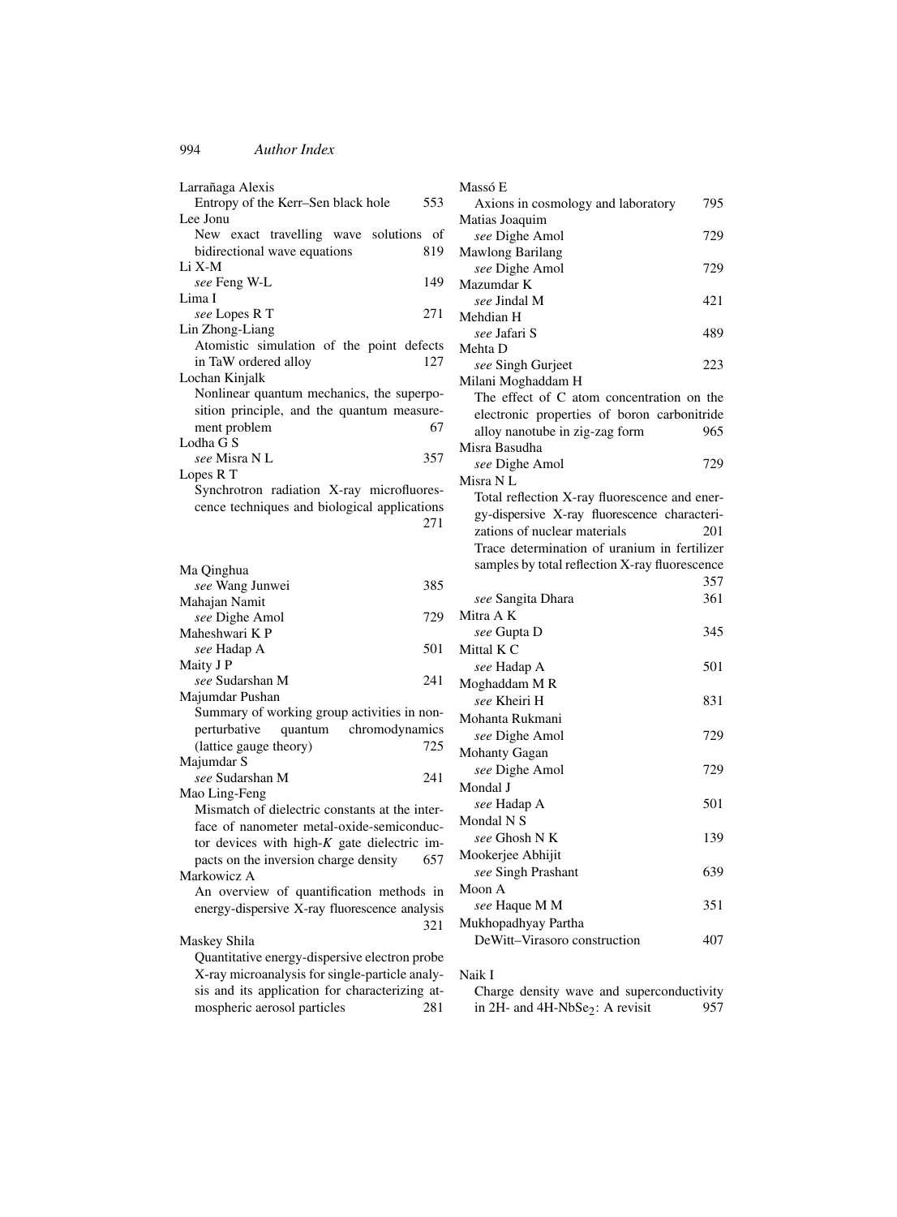Larrañaga Alexis
Entropy of the Kerr–Sen black hole 553

Lee Jonu
New exact travelling wave solutions of bidirectional wave equations 819

Li X-M
*see* Feng W-L 149

Lima I
*see* Lopes R T 271

Lin Zhong-Liang
Atomistic simulation of the point defects in TaW ordered alloy 127

Lochan Kinjalk
Nonlinear quantum mechanics, the superposition principle, and the quantum measurement problem 67

Lodha G S
*see* Misra N L 357

Lopes R T
Synchrotron radiation X-ray microfluorescence techniques and biological applications 271

Ma Qinghua
*see* Wang Junwei 385

Mahajan Namit
*see* Dighe Amol 729

Maheshwari K P
*see* Hadap A 501

Maity J P
*see* Sudarshan M 241

Majumdar Pushan
Summary of working group activities in non-perturbative quantum chromodynamics (lattice gauge theory) 725

Majumdar S
*see* Sudarshan M 241

Mao Ling-Feng
Mismatch of dielectric constants at the interface of nanometer metal-oxide-semiconductor devices with high-*K* gate dielectric impacts on the inversion charge density 657

Markowicz A
An overview of quantification methods in energy-dispersive X-ray fluorescence analysis 321

Maskey Shila
Quantitative energy-dispersive electron probe X-ray microanalysis for single-particle analysis and its application for characterizing atmospheric aerosol particles 281

Massó E
Axions in cosmology and laboratory 795

Matias Joaquim
*see* Dighe Amol 729

Mawlong Barilang
*see* Dighe Amol 729

Mazumdar K
*see* Jindal M 421

Mehdian H
*see* Jafari S 489

Mehta D
*see* Singh Gurjeet 223

Milani Moghaddam H
The effect of C atom concentration on the electronic properties of boron carbonitride alloy nanotube in zig-zag form 965

Misra Basudha
*see* Dighe Amol 729

Misra N L
Total reflection X-ray fluorescence and energy-dispersive X-ray fluorescence characterizations of nuclear materials 201
Trace determination of uranium in fertilizer samples by total reflection X-ray fluorescence 357
*see* Sangita Dhara 361

Mitra A K
*see* Gupta D 345

Mittal K C
*see* Hadap A 501

Moghaddam M R
*see* Kheiri H 831

Mohanta Rukmani
*see* Dighe Amol 729

Mohanty Gagan
*see* Dighe Amol 729

Mondal J
*see* Hadap A 501

Mondal N S
*see* Ghosh N K 139

Mookerjee Abhijit
*see* Singh Prashant 639

Moon A
*see* Haque M M 351

Mukhopadhyay Partha
DeWitt–Virasoro construction 407

Naik I
Charge density wave and superconductivity in 2H- and 4H-$NbSe_2$: A revisit 957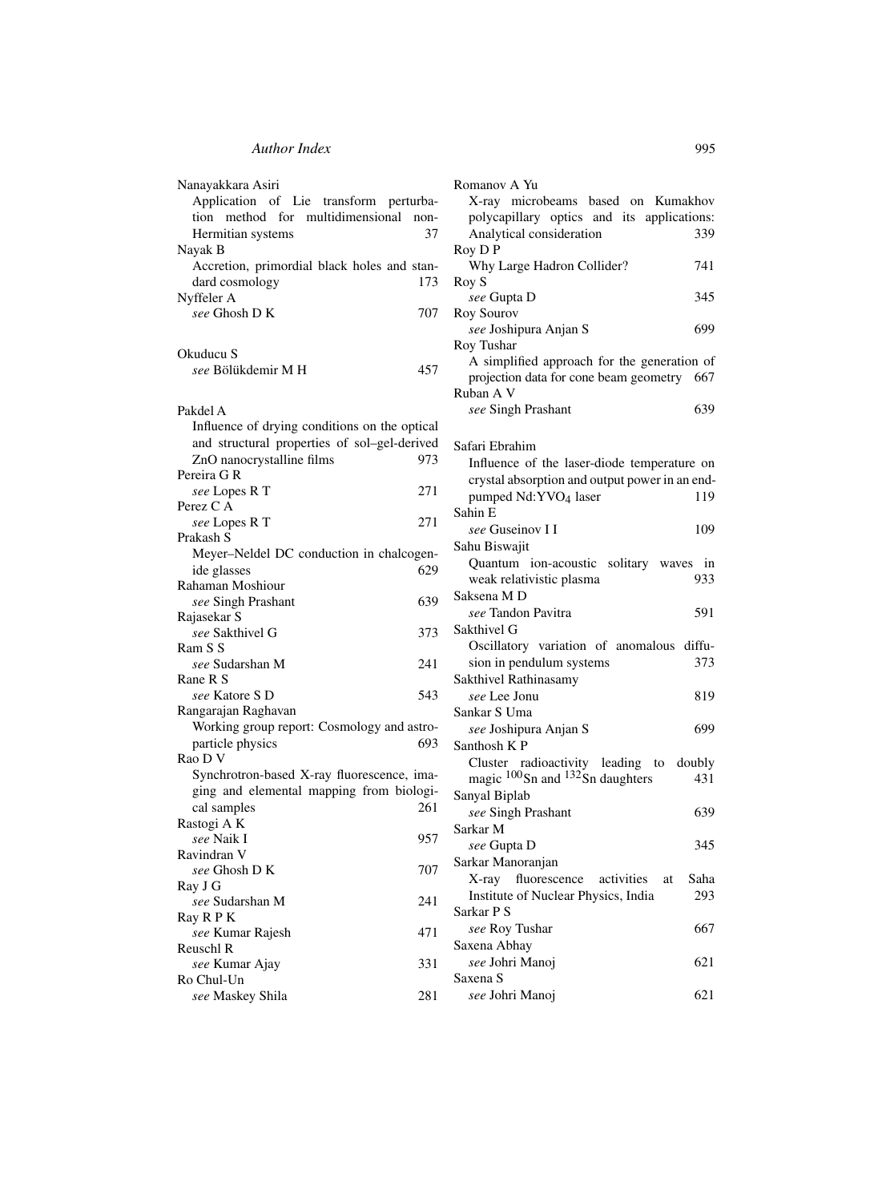Nanayakkara Asiri
  Application of Lie transform perturbation method for multidimensional non-Hermitian systems 37

Nayak B
  Accretion, primordial black holes and standard cosmology 173

Nyffeler A
  *see* Ghosh D K 707

Okuducu S
  *see* Bölükdemir M H 457

Pakdel A
  Influence of drying conditions on the optical and structural properties of sol–gel-derived ZnO nanocrystalline films 973

Pereira G R
  *see* Lopes R T 271

Perez C A
  *see* Lopes R T 271

Prakash S
  Meyer–Neldel DC conduction in chalcogenide glasses 629

Rahaman Moshiour
  *see* Singh Prashant 639

Rajasekar S
  *see* Sakthivel G 373

Ram S S
  *see* Sudarshan M 241

Rane R S
  *see* Katore S D 543

Rangarajan Raghavan
  Working group report: Cosmology and astroparticle physics 693

Rao D V
  Synchrotron-based X-ray fluorescence, imaging and elemental mapping from biological samples 261

Rastogi A K
  *see* Naik I 957

Ravindran V
  *see* Ghosh D K 707

Ray J G
  *see* Sudarshan M 241

Ray R P K
  *see* Kumar Rajesh 471

Reuschl R
  *see* Kumar Ajay 331

Ro Chul-Un
  *see* Maskey Shila 281

Romanov A Yu
  X-ray microbeams based on Kumakhov polycapillary optics and its applications: Analytical consideration 339

Roy D P
  Why Large Hadron Collider? 741

Roy S
  *see* Gupta D 345

Roy Sourov
  *see* Joshipura Anjan S 699

Roy Tushar
  A simplified approach for the generation of projection data for cone beam geometry 667

Ruban A V
  *see* Singh Prashant 639

Safari Ebrahim
  Influence of the laser-diode temperature on crystal absorption and output power in an end-pumped Nd:$YVO_4$ laser 119

Sahin E
  *see* Guseinov I I 109

Sahu Biswajit
  Quantum ion-acoustic solitary waves in weak relativistic plasma 933

Saksena M D
  *see* Tandon Pavitra 591

Sakthivel G
  Oscillatory variation of anomalous diffusion in pendulum systems 373

Sakthivel Rathinasamy
  *see* Lee Jonu 819

Sankar S Uma
  *see* Joshipura Anjan S 699

Santhosh K P
  Cluster radioactivity leading to doubly magic $^{100}$Sn and $^{132}$Sn daughters 431

Sanyal Biplab
  *see* Singh Prashant 639

Sarkar M
  *see* Gupta D 345

Sarkar Manoranjan
  X-ray fluorescence activities at Saha Institute of Nuclear Physics, India 293

Sarkar P S
  *see* Roy Tushar 667

Saxena Abhay
  *see* Johri Manoj 621

Saxena S
  *see* Johri Manoj 621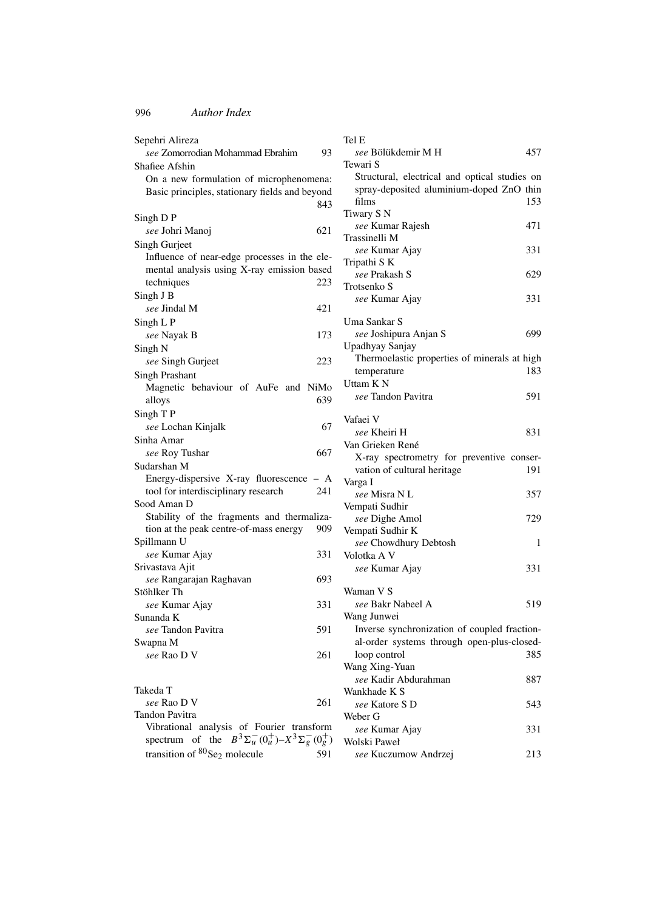Sepehri Alireza
  *see* Zomorrodian Mohammad Ebrahim 93

Shafiee Afshin
  On a new formulation of microphenomena: Basic principles, stationary fields and beyond 843

Singh D P
  *see* Johri Manoj 621

Singh Gurjeet
  Influence of near-edge processes in the elemental analysis using X-ray emission based techniques 223

Singh J B
  *see* Jindal M 421

Singh L P
  *see* Nayak B 173

Singh N
  *see* Singh Gurjeet 223

Singh Prashant
  Magnetic behaviour of AuFe and NiMo alloys 639

Singh T P
  *see* Lochan Kinjalk 67

Sinha Amar
  *see* Roy Tushar 667

Sudarshan M
  Energy-dispersive X-ray fluorescence – A tool for interdisciplinary research 241

Sood Aman D
  Stability of the fragments and thermalization at the peak centre-of-mass energy 909

Spillmann U
  *see* Kumar Ajay 331

Srivastava Ajit
  *see* Rangarajan Raghavan 693

Stöhlker Th
  *see* Kumar Ajay 331

Sunanda K
  *see* Tandon Pavitra 591

Swapna M
  *see* Rao D V 261

Takeda T
  *see* Rao D V 261

Tandon Pavitra
  Vibrational analysis of Fourier transform spectrum of the $B^3\Sigma_u^-(0_u^+)$–$X^3\Sigma_g^-(0_g^+)$ transition of $^{80}Se_2$ molecule 591

Tel E
  *see* Bölükdemir M H 457

Tewari S
  Structural, electrical and optical studies on spray-deposited aluminium-doped ZnO thin films 153

Tiwary S N
  *see* Kumar Rajesh 471

Trassinelli M
  *see* Kumar Ajay 331

Tripathi S K
  *see* Prakash S 629

Trotsenko S
  *see* Kumar Ajay 331

Uma Sankar S
  *see* Joshipura Anjan S 699

Upadhyay Sanjay
  Thermoelastic properties of minerals at high temperature 183

Uttam K N
  *see* Tandon Pavitra 591

Vafaei V
  *see* Kheiri H 831

Van Grieken René
  X-ray spectrometry for preventive conservation of cultural heritage 191

Varga I
  *see* Misra N L 357

Vempati Sudhir
  *see* Dighe Amol 729

Vempati Sudhir K
  *see* Chowdhury Debtosh 1

Volotka A V
  *see* Kumar Ajay 331

Waman V S
  *see* Bakr Nabeel A 519

Wang Junwei
  Inverse synchronization of coupled fractional-order systems through open-plus-closed-loop control 385

Wang Xing-Yuan
  *see* Kadir Abdurahman 887

Wankhade K S
  *see* Katore S D 543

Weber G
  *see* Kumar Ajay 331

Wolski Paweł
  *see* Kuczumow Andrzej 213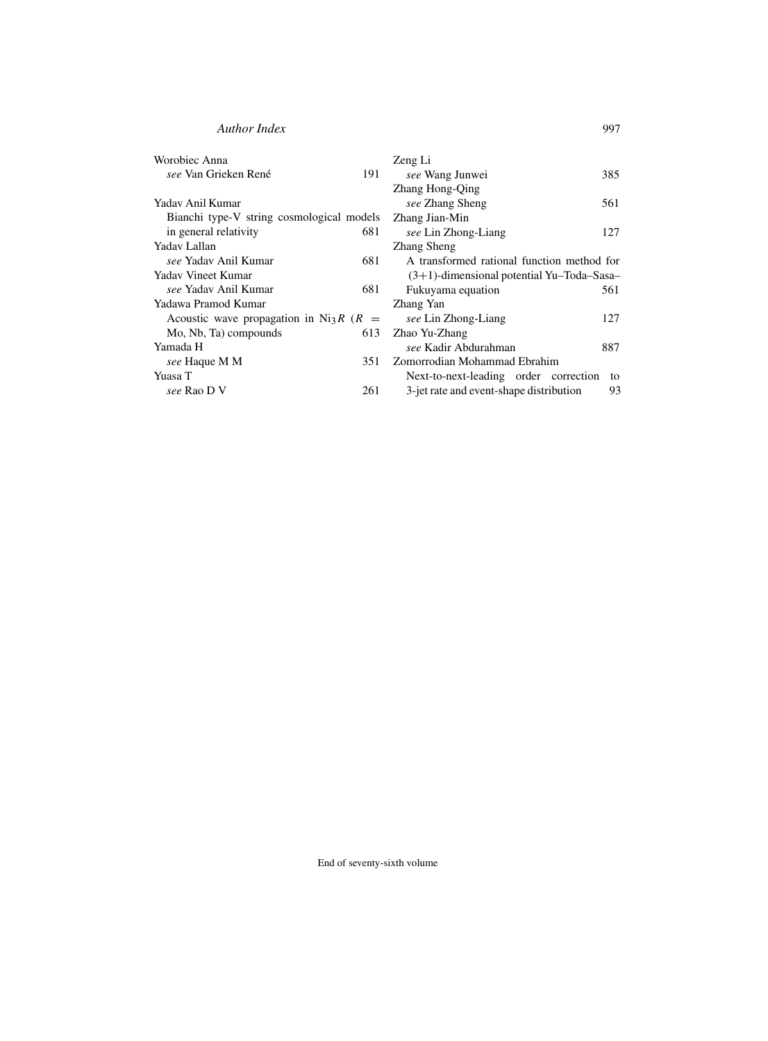Worobiec Anna
*see* Van Grieken René 191

Yadav Anil Kumar
Bianchi type-V string cosmological models in general relativity 681

Yadav Lallan
*see* Yadav Anil Kumar 681

Yadav Vineet Kumar
*see* Yadav Anil Kumar 681

Yadawa Pramod Kumar
Acoustic wave propagation in $Ni_3R$ ($R$ = Mo, Nb, Ta) compounds 613

Yamada H
*see* Haque M M 351

Yuasa T
*see* Rao D V 261

Zeng Li
*see* Wang Junwei 385

Zhang Hong-Qing
*see* Zhang Sheng 561

Zhang Jian-Min
*see* Lin Zhong-Liang 127

Zhang Sheng
A transformed rational function method for (3+1)-dimensional potential Yu–Toda–Sasa–Fukuyama equation 561

Zhang Yan
*see* Lin Zhong-Liang 127

Zhao Yu-Zhang
*see* Kadir Abdurahman 887

Zomorrodian Mohammad Ebrahim
Next-to-next-leading order correction to 3-jet rate and event-shape distribution 93

End of seventy-sixth volume